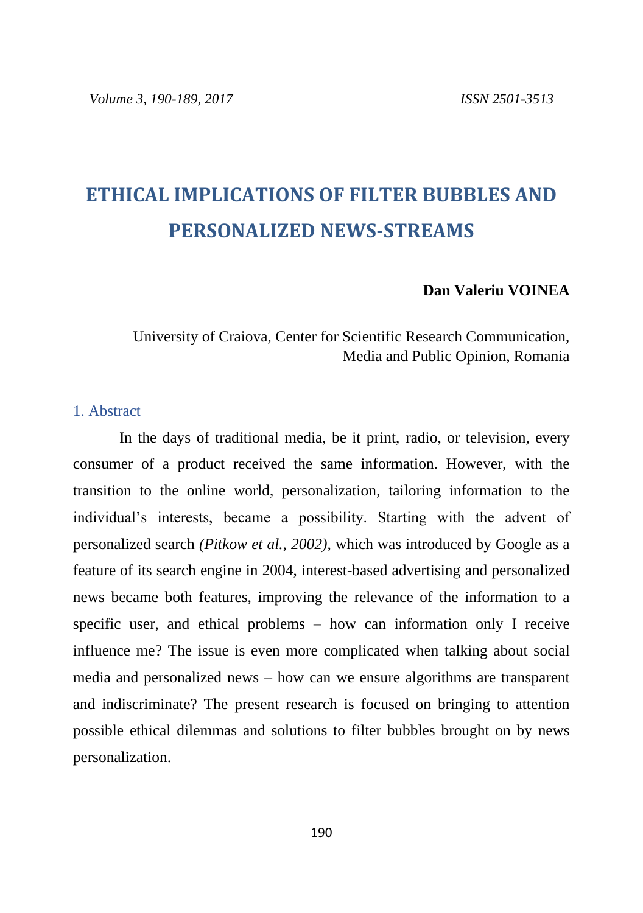# ETHICAL IMPLICATIONS OF FILTER BUBBLES AND PERSONALIZED NEWS-STREAMS

**Dan Valeriu VOINEA**

University of Craiova, Center for Scientific Research Communication, Media and Public Opinion, Romania

## 1. Abstract

In the days of traditional media, be it print, radio, or television, every consumer of a product received the same information. However, with the transition to the online world, personalization, tailoring information to the individual's interests, became a possibility. Starting with the advent of personalized search *(Pitkow et al., 2002)*, which was introduced by Google as a feature of its search engine in 2004, interest-based advertising and personalized news became both features, improving the relevance of the information to a specific user, and ethical problems – how can information only I receive influence me? The issue is even more complicated when talking about social media and personalized news – how can we ensure algorithms are transparent and indiscriminate? The present research is focused on bringing to attention possible ethical dilemmas and solutions to filter bubbles brought on by news personalization.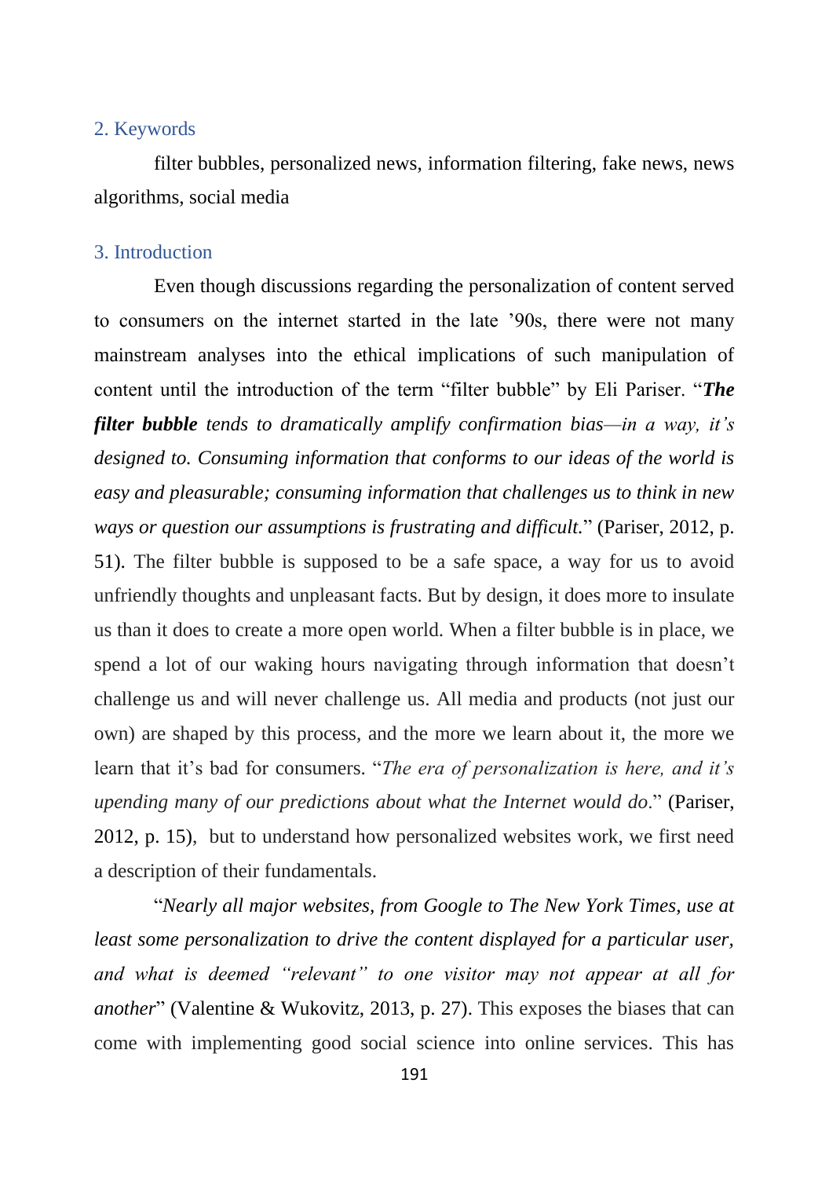## 2. Keywords

filter bubbles, personalized news, information filtering, fake news, news algorithms, social media

## 3. Introduction

Even though discussions regarding the personalization of content served to consumers on the internet started in the late '90s, there were not many mainstream analyses into the ethical implications of such manipulation of content until the introduction of the term "filter bubble" by Eli Pariser. "***The filter bubble*** *tends to dramatically amplify confirmation bias—in a way, it's designed to. Consuming information that conforms to our ideas of the world is easy and pleasurable; consuming information that challenges us to think in new ways or question our assumptions is frustrating and difficult.*" (Pariser, 2012, p. 51). The filter bubble is supposed to be a safe space, a way for us to avoid unfriendly thoughts and unpleasant facts. But by design, it does more to insulate us than it does to create a more open world. When a filter bubble is in place, we spend a lot of our waking hours navigating through information that doesn't challenge us and will never challenge us. All media and products (not just our own) are shaped by this process, and the more we learn about it, the more we learn that it's bad for consumers. "*The era of personalization is here, and it's upending many of our predictions about what the Internet would do*." (Pariser, 2012, p. 15), but to understand how personalized websites work, we first need a description of their fundamentals.

"*Nearly all major websites, from Google to The New York Times, use at least some personalization to drive the content displayed for a particular user, and what is deemed "relevant" to one visitor may not appear at all for another*" (Valentine & Wukovitz, 2013, p. 27). This exposes the biases that can come with implementing good social science into online services. This has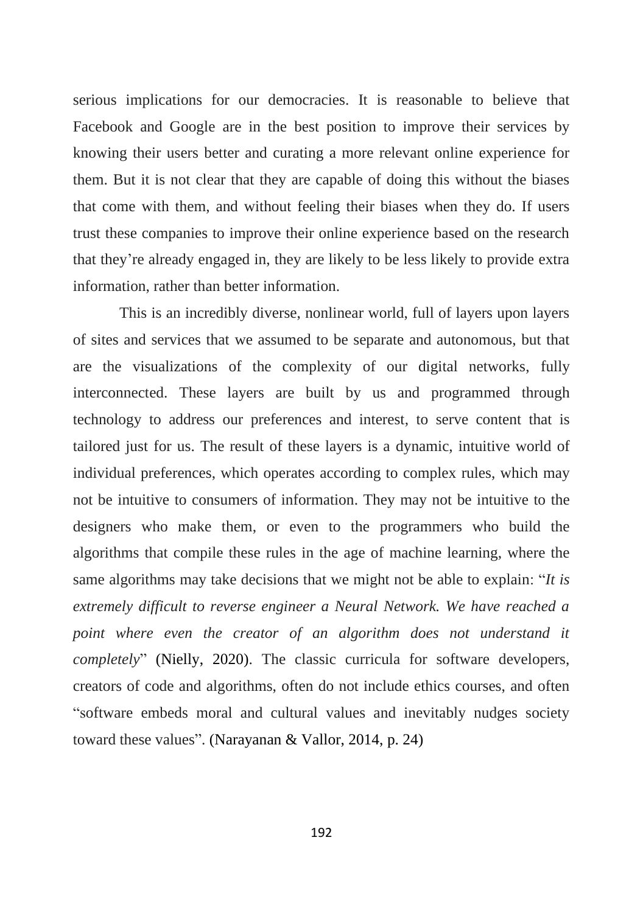serious implications for our democracies. It is reasonable to believe that Facebook and Google are in the best position to improve their services by knowing their users better and curating a more relevant online experience for them. But it is not clear that they are capable of doing this without the biases that come with them, and without feeling their biases when they do. If users trust these companies to improve their online experience based on the research that they're already engaged in, they are likely to be less likely to provide extra information, rather than better information.

This is an incredibly diverse, nonlinear world, full of layers upon layers of sites and services that we assumed to be separate and autonomous, but that are the visualizations of the complexity of our digital networks, fully interconnected. These layers are built by us and programmed through technology to address our preferences and interest, to serve content that is tailored just for us. The result of these layers is a dynamic, intuitive world of individual preferences, which operates according to complex rules, which may not be intuitive to consumers of information. They may not be intuitive to the designers who make them, or even to the programmers who build the algorithms that compile these rules in the age of machine learning, where the same algorithms may take decisions that we might not be able to explain: "*It is extremely difficult to reverse engineer a Neural Network. We have reached a point where even the creator of an algorithm does not understand it completely*" (Nielly, 2020). The classic curricula for software developers, creators of code and algorithms, often do not include ethics courses, and often "software embeds moral and cultural values and inevitably nudges society toward these values". (Narayanan & Vallor, 2014, p. 24)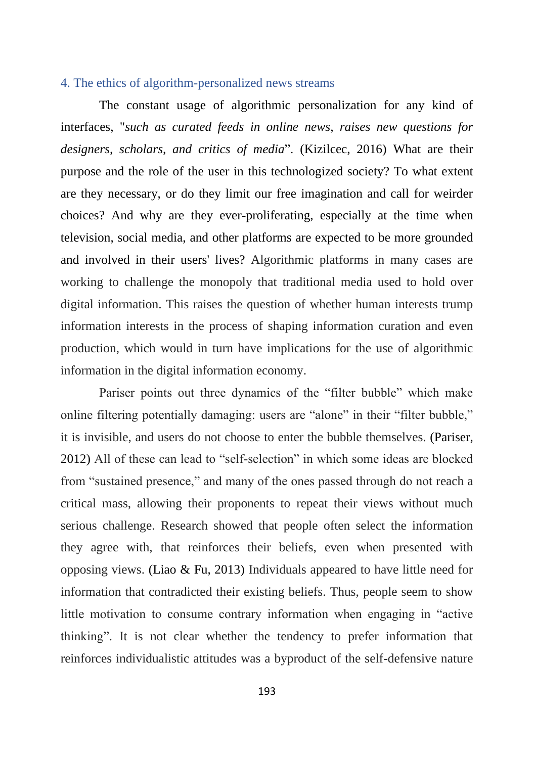## 4. The ethics of algorithm-personalized news streams

The constant usage of algorithmic personalization for any kind of interfaces, "*such as curated feeds in online news, raises new questions for designers, scholars, and critics of media*". (Kizilcec, 2016) What are their purpose and the role of the user in this technologized society? To what extent are they necessary, or do they limit our free imagination and call for weirder choices? And why are they ever-proliferating, especially at the time when television, social media, and other platforms are expected to be more grounded and involved in their users' lives? Algorithmic platforms in many cases are working to challenge the monopoly that traditional media used to hold over digital information. This raises the question of whether human interests trump information interests in the process of shaping information curation and even production, which would in turn have implications for the use of algorithmic information in the digital information economy.

Pariser points out three dynamics of the "filter bubble" which make online filtering potentially damaging: users are "alone" in their "filter bubble," it is invisible, and users do not choose to enter the bubble themselves. (Pariser, 2012) All of these can lead to "self-selection" in which some ideas are blocked from "sustained presence," and many of the ones passed through do not reach a critical mass, allowing their proponents to repeat their views without much serious challenge. Research showed that people often select the information they agree with, that reinforces their beliefs, even when presented with opposing views. (Liao & Fu, 2013) Individuals appeared to have little need for information that contradicted their existing beliefs. Thus, people seem to show little motivation to consume contrary information when engaging in "active thinking". It is not clear whether the tendency to prefer information that reinforces individualistic attitudes was a byproduct of the self-defensive nature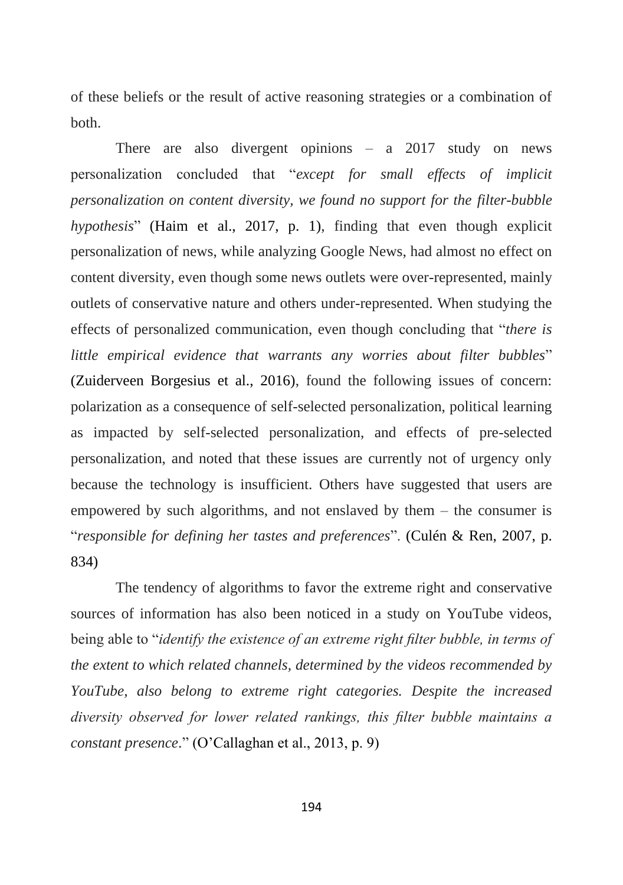of these beliefs or the result of active reasoning strategies or a combination of both.

There are also divergent opinions – a 2017 study on news personalization concluded that "*except for small effects of implicit personalization on content diversity, we found no support for the filter-bubble hypothesis*" (Haim et al., 2017, p. 1), finding that even though explicit personalization of news, while analyzing Google News, had almost no effect on content diversity, even though some news outlets were over-represented, mainly outlets of conservative nature and others under-represented. When studying the effects of personalized communication, even though concluding that "*there is little empirical evidence that warrants any worries about filter bubbles*" (Zuiderveen Borgesius et al., 2016), found the following issues of concern: polarization as a consequence of self-selected personalization, political learning as impacted by self-selected personalization, and effects of pre-selected personalization, and noted that these issues are currently not of urgency only because the technology is insufficient. Others have suggested that users are empowered by such algorithms, and not enslaved by them – the consumer is "*responsible for defining her tastes and preferences*". (Culén & Ren, 2007, p. 834)

The tendency of algorithms to favor the extreme right and conservative sources of information has also been noticed in a study on YouTube videos, being able to "*identify the existence of an extreme right filter bubble, in terms of the extent to which related channels, determined by the videos recommended by YouTube, also belong to extreme right categories. Despite the increased diversity observed for lower related rankings, this filter bubble maintains a constant presence*." (O'Callaghan et al., 2013, p. 9)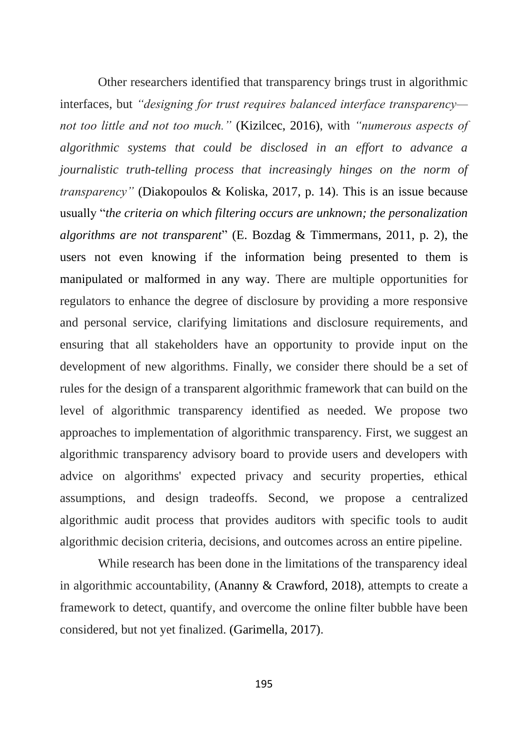Other researchers identified that transparency brings trust in algorithmic interfaces, but *"designing for trust requires balanced interface transparency—not too little and not too much."* (Kizilcec, 2016), with *"numerous aspects of algorithmic systems that could be disclosed in an effort to advance a journalistic truth-telling process that increasingly hinges on the norm of transparency"* (Diakopoulos & Koliska, 2017, p. 14). This is an issue because usually "*the criteria on which filtering occurs are unknown; the personalization algorithms are not transparent*" (E. Bozdag & Timmermans, 2011, p. 2), the users not even knowing if the information being presented to them is manipulated or malformed in any way. There are multiple opportunities for regulators to enhance the degree of disclosure by providing a more responsive and personal service, clarifying limitations and disclosure requirements, and ensuring that all stakeholders have an opportunity to provide input on the development of new algorithms. Finally, we consider there should be a set of rules for the design of a transparent algorithmic framework that can build on the level of algorithmic transparency identified as needed. We propose two approaches to implementation of algorithmic transparency. First, we suggest an algorithmic transparency advisory board to provide users and developers with advice on algorithms' expected privacy and security properties, ethical assumptions, and design tradeoffs. Second, we propose a centralized algorithmic audit process that provides auditors with specific tools to audit algorithmic decision criteria, decisions, and outcomes across an entire pipeline.

While research has been done in the limitations of the transparency ideal in algorithmic accountability, (Ananny & Crawford, 2018), attempts to create a framework to detect, quantify, and overcome the online filter bubble have been considered, but not yet finalized. (Garimella, 2017).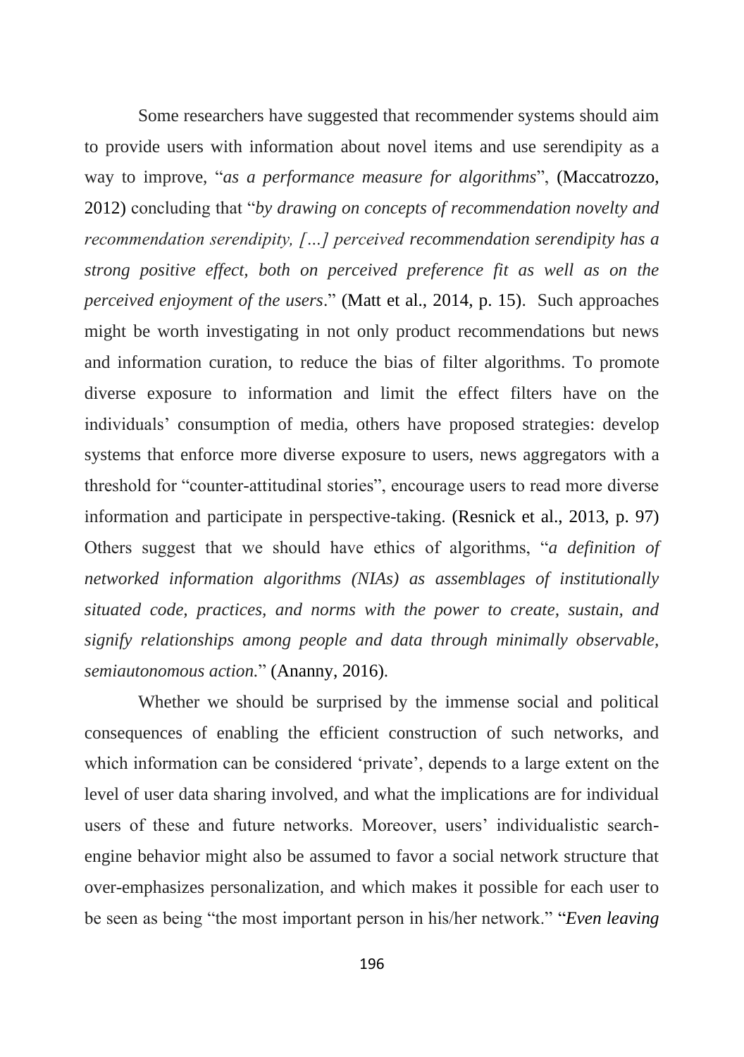Some researchers have suggested that recommender systems should aim to provide users with information about novel items and use serendipity as a way to improve, "*as a performance measure for algorithms*", (Maccatrozzo, 2012) concluding that "*by drawing on concepts of recommendation novelty and recommendation serendipity, […] perceived recommendation serendipity has a strong positive effect, both on perceived preference fit as well as on the perceived enjoyment of the users*." (Matt et al., 2014, p. 15). Such approaches might be worth investigating in not only product recommendations but news and information curation, to reduce the bias of filter algorithms. To promote diverse exposure to information and limit the effect filters have on the individuals' consumption of media, others have proposed strategies: develop systems that enforce more diverse exposure to users, news aggregators with a threshold for "counter-attitudinal stories", encourage users to read more diverse information and participate in perspective-taking. (Resnick et al., 2013, p. 97) Others suggest that we should have ethics of algorithms, "*a definition of networked information algorithms (NIAs) as assemblages of institutionally situated code, practices, and norms with the power to create, sustain, and signify relationships among people and data through minimally observable, semiautonomous action.*" (Ananny, 2016).

Whether we should be surprised by the immense social and political consequences of enabling the efficient construction of such networks, and which information can be considered 'private', depends to a large extent on the level of user data sharing involved, and what the implications are for individual users of these and future networks. Moreover, users' individualistic search-engine behavior might also be assumed to favor a social network structure that over-emphasizes personalization, and which makes it possible for each user to be seen as being "the most important person in his/her network." "*Even leaving*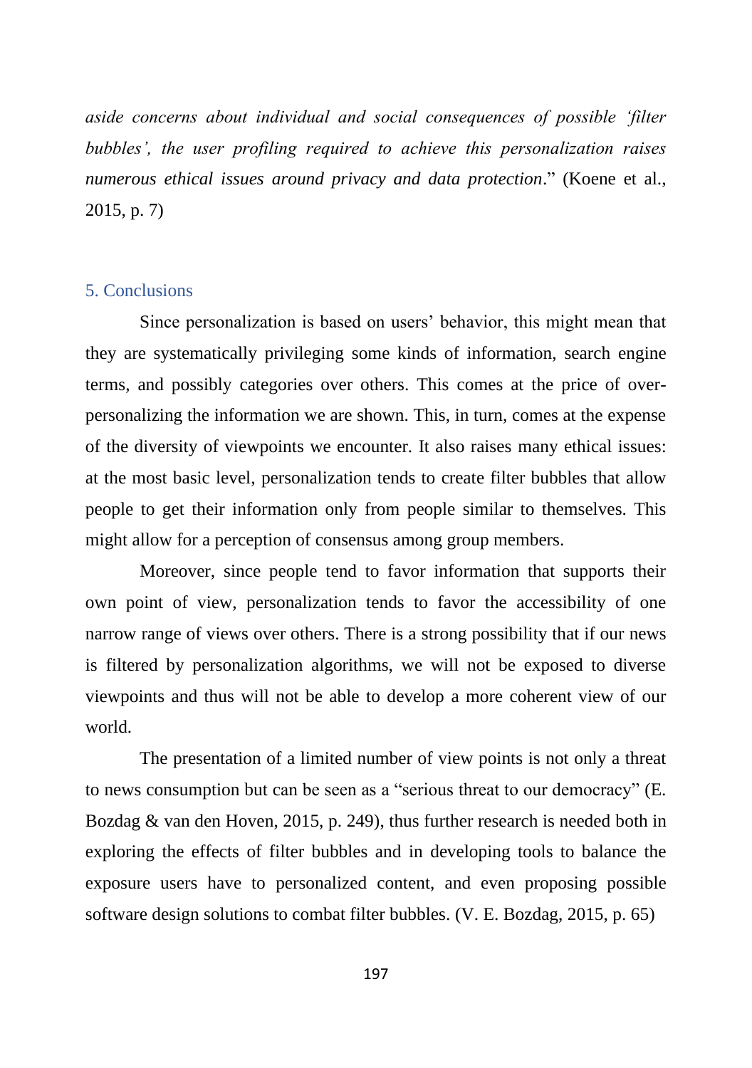*aside concerns about individual and social consequences of possible 'filter bubbles', the user profiling required to achieve this personalization raises numerous ethical issues around privacy and data protection*." (Koene et al., 2015, p. 7)

## 5. Conclusions

Since personalization is based on users' behavior, this might mean that they are systematically privileging some kinds of information, search engine terms, and possibly categories over others. This comes at the price of over-personalizing the information we are shown. This, in turn, comes at the expense of the diversity of viewpoints we encounter. It also raises many ethical issues: at the most basic level, personalization tends to create filter bubbles that allow people to get their information only from people similar to themselves. This might allow for a perception of consensus among group members.

Moreover, since people tend to favor information that supports their own point of view, personalization tends to favor the accessibility of one narrow range of views over others. There is a strong possibility that if our news is filtered by personalization algorithms, we will not be exposed to diverse viewpoints and thus will not be able to develop a more coherent view of our world.

The presentation of a limited number of view points is not only a threat to news consumption but can be seen as a "serious threat to our democracy" (E. Bozdag & van den Hoven, 2015, p. 249), thus further research is needed both in exploring the effects of filter bubbles and in developing tools to balance the exposure users have to personalized content, and even proposing possible software design solutions to combat filter bubbles. (V. E. Bozdag, 2015, p. 65)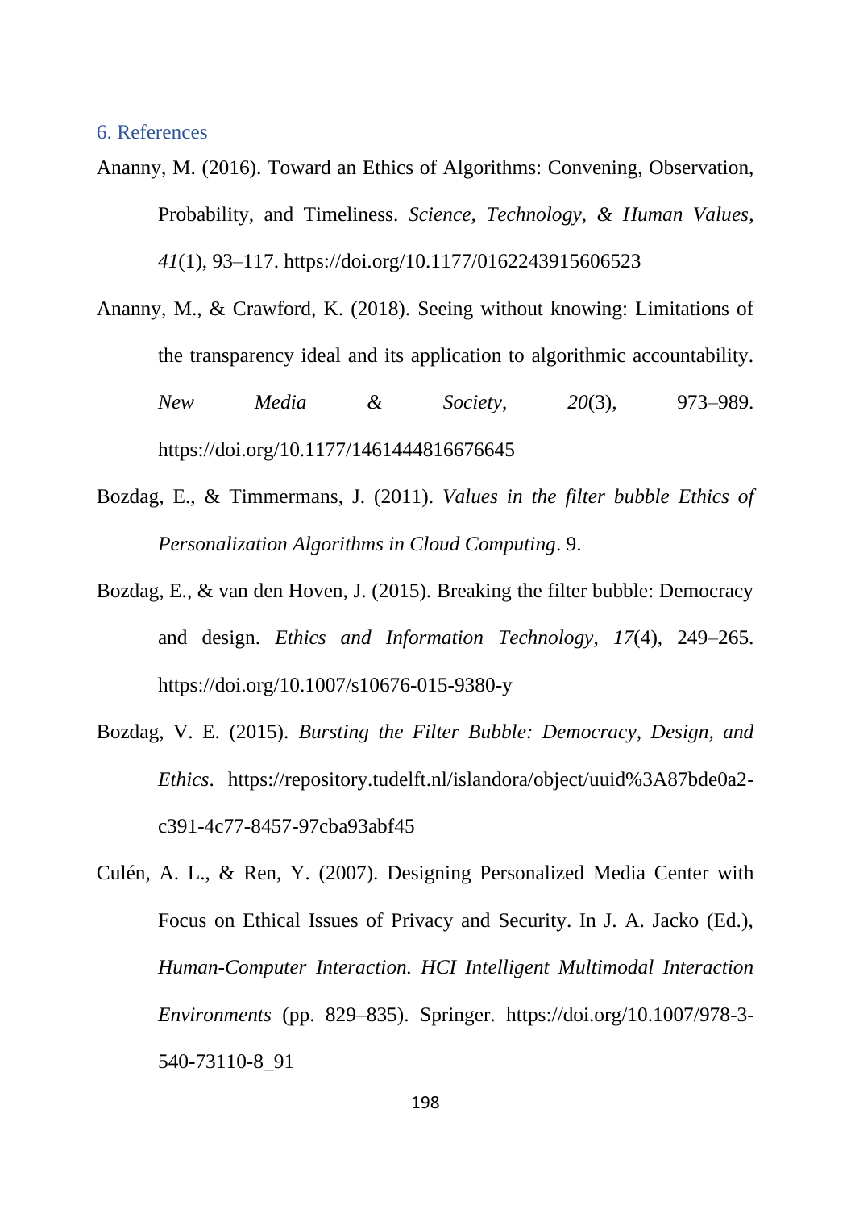## 6. References

Ananny, M. (2016). Toward an Ethics of Algorithms: Convening, Observation, Probability, and Timeliness. *Science, Technology, & Human Values*, *41*(1), 93–117. https://doi.org/10.1177/0162243915606523

Ananny, M., & Crawford, K. (2018). Seeing without knowing: Limitations of the transparency ideal and its application to algorithmic accountability. *New Media & Society*, *20*(3), 973–989. https://doi.org/10.1177/1461444816676645

Bozdag, E., & Timmermans, J. (2011). *Values in the filter bubble Ethics of Personalization Algorithms in Cloud Computing*. 9.

Bozdag, E., & van den Hoven, J. (2015). Breaking the filter bubble: Democracy and design. *Ethics and Information Technology*, *17*(4), 249–265. https://doi.org/10.1007/s10676-015-9380-y

Bozdag, V. E. (2015). *Bursting the Filter Bubble: Democracy, Design, and Ethics*. https://repository.tudelft.nl/islandora/object/uuid%3A87bde0a2-c391-4c77-8457-97cba93abf45

Culén, A. L., & Ren, Y. (2007). Designing Personalized Media Center with Focus on Ethical Issues of Privacy and Security. In J. A. Jacko (Ed.), *Human-Computer Interaction. HCI Intelligent Multimodal Interaction Environments* (pp. 829–835). Springer. https://doi.org/10.1007/978-3-540-73110-8_91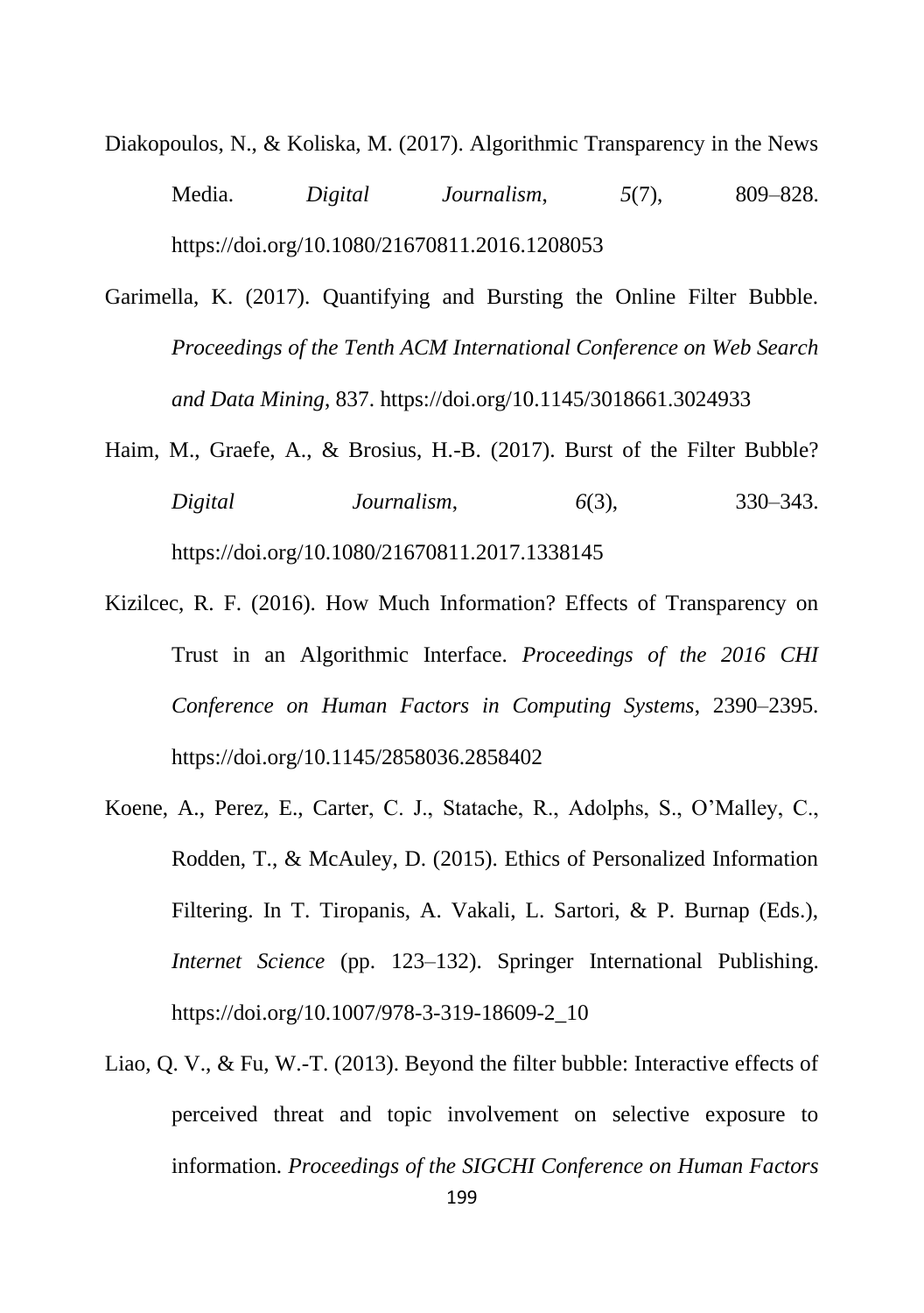Diakopoulos, N., & Koliska, M. (2017). Algorithmic Transparency in the News Media. *Digital Journalism*, *5*(7), 809–828. https://doi.org/10.1080/21670811.2016.1208053

Garimella, K. (2017). Quantifying and Bursting the Online Filter Bubble. *Proceedings of the Tenth ACM International Conference on Web Search and Data Mining*, 837. https://doi.org/10.1145/3018661.3024933

Haim, M., Graefe, A., & Brosius, H.-B. (2017). Burst of the Filter Bubble? *Digital Journalism*, *6*(3), 330–343. https://doi.org/10.1080/21670811.2017.1338145

Kizilcec, R. F. (2016). How Much Information? Effects of Transparency on Trust in an Algorithmic Interface. *Proceedings of the 2016 CHI Conference on Human Factors in Computing Systems*, 2390–2395. https://doi.org/10.1145/2858036.2858402

Koene, A., Perez, E., Carter, C. J., Statache, R., Adolphs, S., O'Malley, C., Rodden, T., & McAuley, D. (2015). Ethics of Personalized Information Filtering. In T. Tiropanis, A. Vakali, L. Sartori, & P. Burnap (Eds.), *Internet Science* (pp. 123–132). Springer International Publishing. https://doi.org/10.1007/978-3-319-18609-2_10

Liao, Q. V., & Fu, W.-T. (2013). Beyond the filter bubble: Interactive effects of perceived threat and topic involvement on selective exposure to information. *Proceedings of the SIGCHI Conference on Human Factors*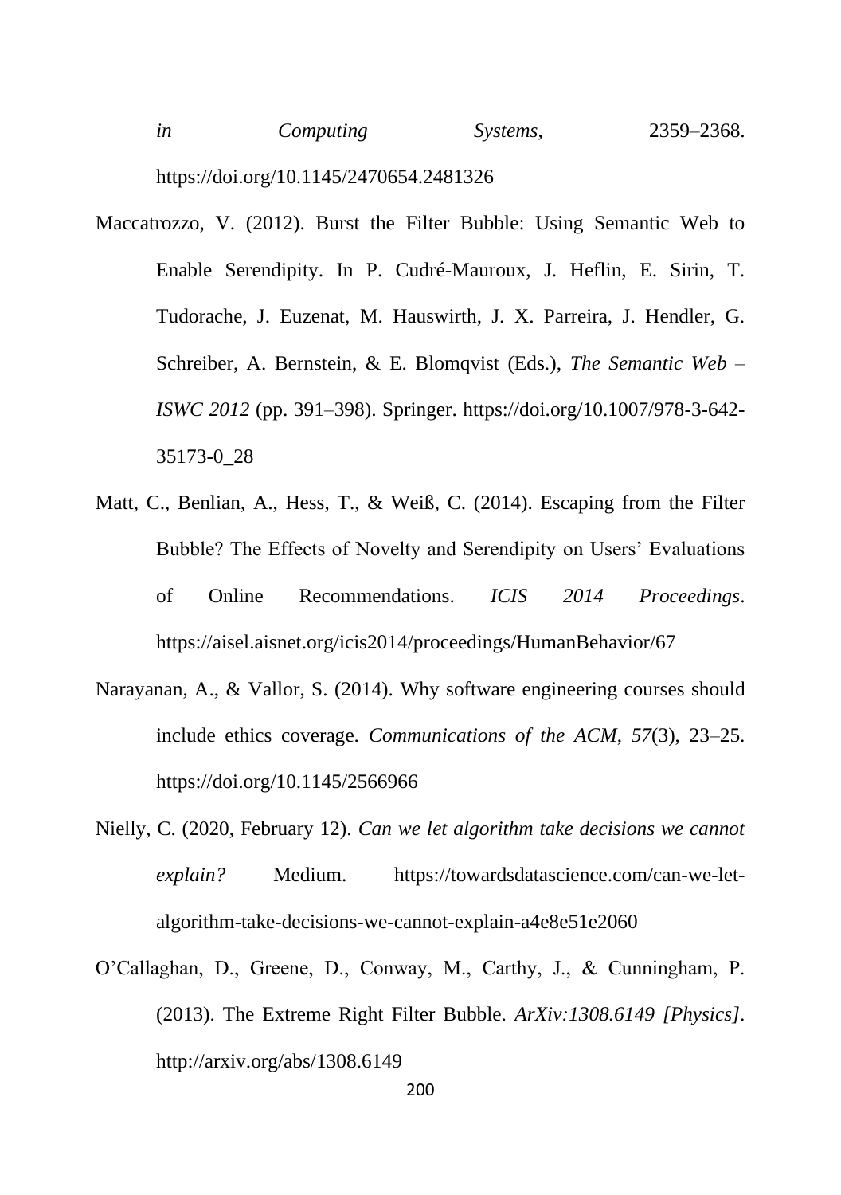*in Computing Systems*, 2359–2368. https://doi.org/10.1145/2470654.2481326

Maccatrozzo, V. (2012). Burst the Filter Bubble: Using Semantic Web to Enable Serendipity. In P. Cudré-Mauroux, J. Heflin, E. Sirin, T. Tudorache, J. Euzenat, M. Hauswirth, J. X. Parreira, J. Hendler, G. Schreiber, A. Bernstein, & E. Blomqvist (Eds.), *The Semantic Web – ISWC 2012* (pp. 391–398). Springer. https://doi.org/10.1007/978-3-642-35173-0_28

Matt, C., Benlian, A., Hess, T., & Weiß, C. (2014). Escaping from the Filter Bubble? The Effects of Novelty and Serendipity on Users' Evaluations of Online Recommendations. *ICIS 2014 Proceedings*. https://aisel.aisnet.org/icis2014/proceedings/HumanBehavior/67

Narayanan, A., & Vallor, S. (2014). Why software engineering courses should include ethics coverage. *Communications of the ACM*, *57*(3), 23–25. https://doi.org/10.1145/2566966

Nielly, C. (2020, February 12). *Can we let algorithm take decisions we cannot explain?* Medium. https://towardsdatascience.com/can-we-let-algorithm-take-decisions-we-cannot-explain-a4e8e51e2060

O'Callaghan, D., Greene, D., Conway, M., Carthy, J., & Cunningham, P. (2013). The Extreme Right Filter Bubble. *ArXiv:1308.6149 [Physics]*. http://arxiv.org/abs/1308.6149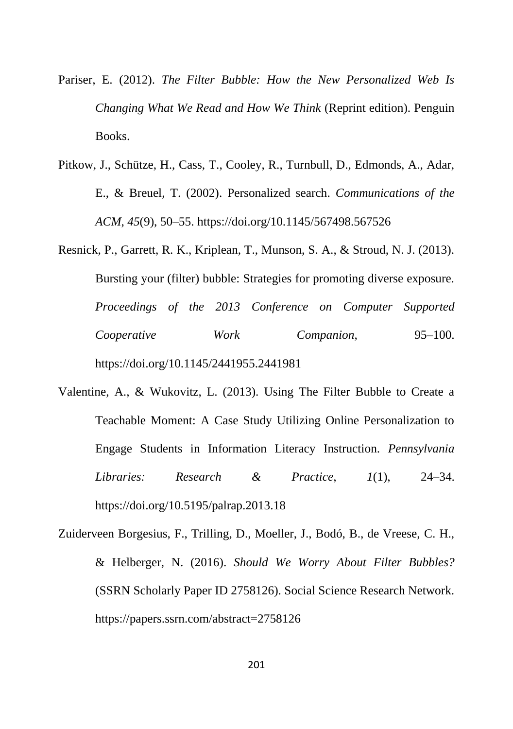Pariser, E. (2012). *The Filter Bubble: How the New Personalized Web Is Changing What We Read and How We Think* (Reprint edition). Penguin Books.

Pitkow, J., Schütze, H., Cass, T., Cooley, R., Turnbull, D., Edmonds, A., Adar, E., & Breuel, T. (2002). Personalized search. *Communications of the ACM*, *45*(9), 50–55. https://doi.org/10.1145/567498.567526

Resnick, P., Garrett, R. K., Kriplean, T., Munson, S. A., & Stroud, N. J. (2013). Bursting your (filter) bubble: Strategies for promoting diverse exposure. *Proceedings of the 2013 Conference on Computer Supported Cooperative Work Companion*, 95–100. https://doi.org/10.1145/2441955.2441981

Valentine, A., & Wukovitz, L. (2013). Using The Filter Bubble to Create a Teachable Moment: A Case Study Utilizing Online Personalization to Engage Students in Information Literacy Instruction. *Pennsylvania Libraries: Research & Practice*, *1*(1), 24–34. https://doi.org/10.5195/palrap.2013.18

Zuiderveen Borgesius, F., Trilling, D., Moeller, J., Bodó, B., de Vreese, C. H., & Helberger, N. (2016). *Should We Worry About Filter Bubbles?* (SSRN Scholarly Paper ID 2758126). Social Science Research Network. https://papers.ssrn.com/abstract=2758126